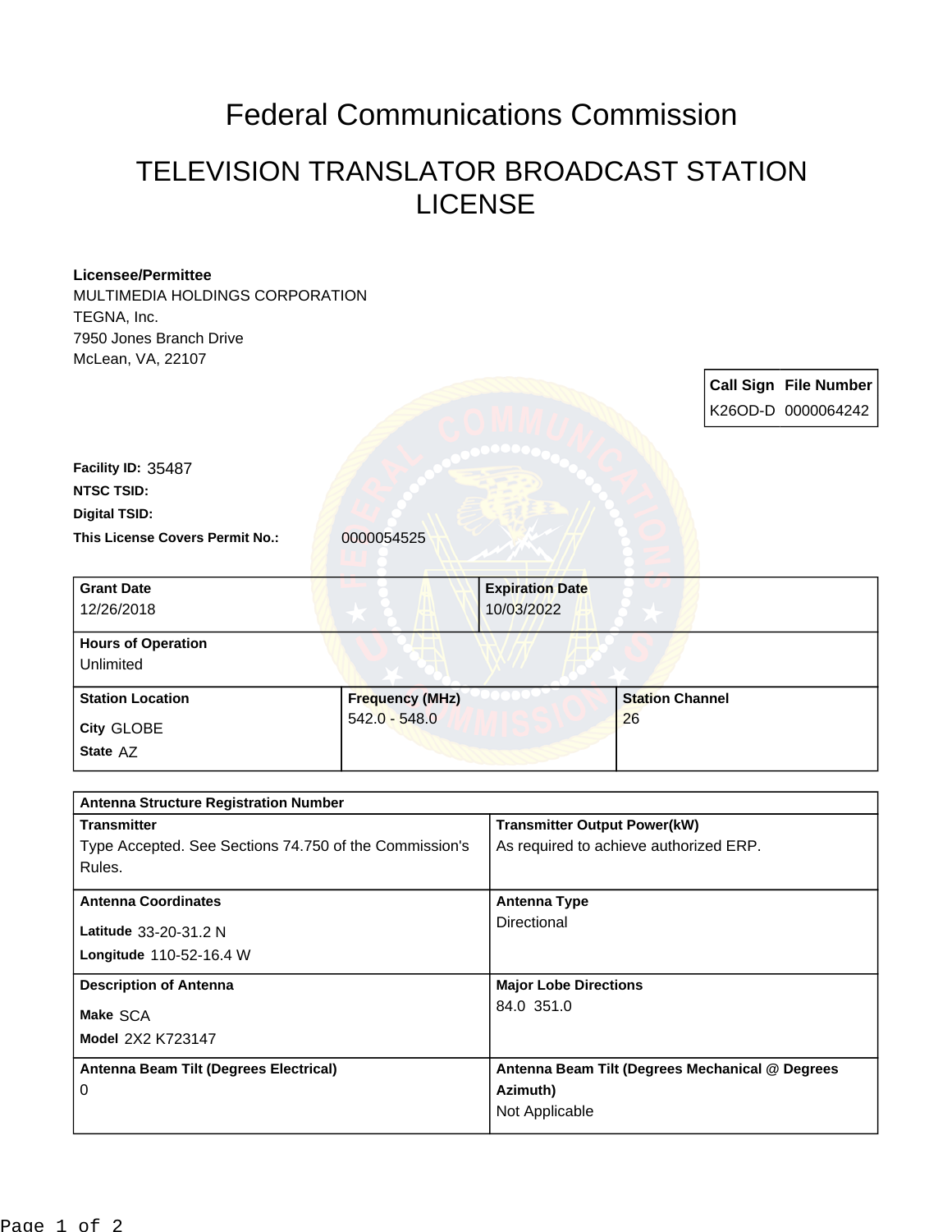# Federal Communications Commission

## TELEVISION TRANSLATOR BROADCAST STATION LICENSE

**Licensee/Permittee**
MULTIMEDIA HOLDINGS CORPORATION
TEGNA, Inc.
7950 Jones Branch Drive
McLean, VA, 22107

| Call Sign | File Number |
|---|---|
| K26OD-D | 0000064242 |

**Facility ID:** 35487

**NTSC TSID:**

**Digital TSID:**

**This License Covers Permit No.:** 0000054525

| Grant Date | Expiration Date |
|---|---|
| 12/26/2018 | 10/03/2022 |

| Hours of Operation |
|---|
| Unlimited |

| Station Location | Frequency (MHz) | Station Channel |
|---|---|---|
| City GLOBE<br>State AZ | 542.0 - 548.0 | 26 |

| Antenna Structure Registration Number | |
|---|---|
| **Transmitter**<br>Type Accepted. See Sections 74.750 of the Commission's Rules. | **Transmitter Output Power(kW)**<br>As required to achieve authorized ERP. |
| **Antenna Coordinates**<br>Latitude 33-20-31.2 N<br>Longitude 110-52-16.4 W | **Antenna Type**<br>Directional |
| **Description of Antenna**<br>Make SCA<br>Model 2X2 K723147 | **Major Lobe Directions**<br>84.0 351.0 |
| **Antenna Beam Tilt (Degrees Electrical)**<br>0 | **Antenna Beam Tilt (Degrees Mechanical @ Degrees Azimuth)**<br>Not Applicable |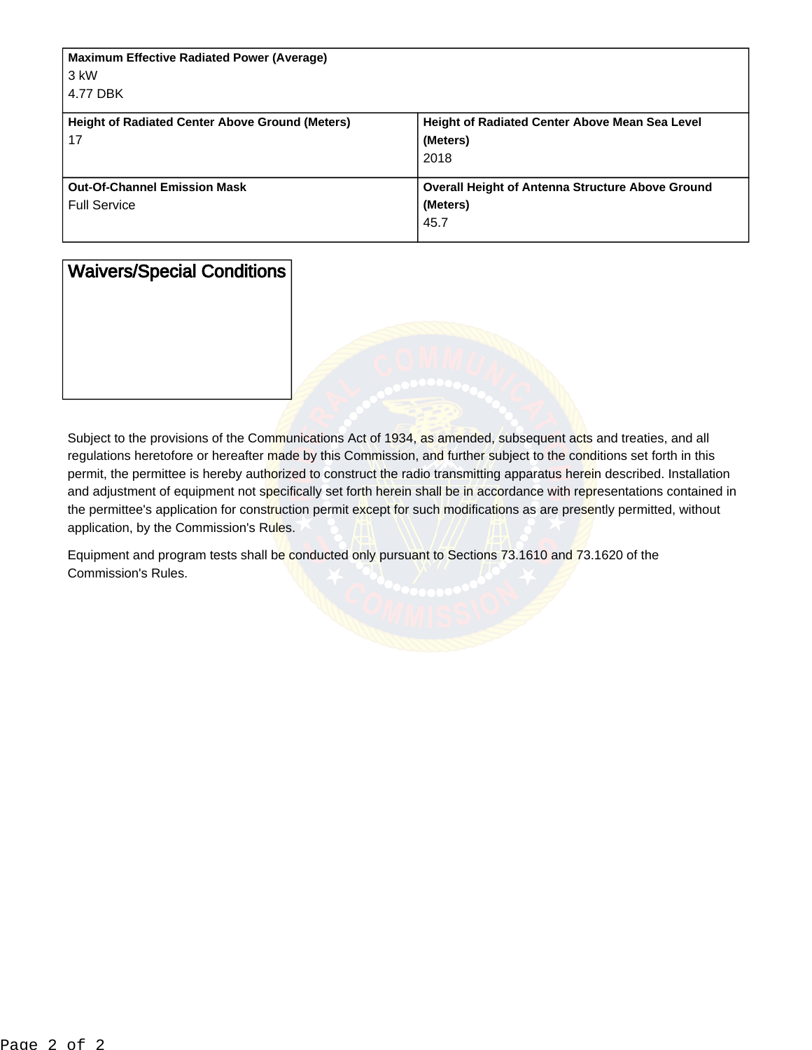| | |
|---|---|
| **Maximum Effective Radiated Power (Average)**<br>3 kW<br>4.77 DBK | |
| **Height of Radiated Center Above Ground (Meters)**<br>17 | **Height of Radiated Center Above Mean Sea Level (Meters)**<br>2018 |
| **Out-Of-Channel Emission Mask**<br>Full Service | **Overall Height of Antenna Structure Above Ground (Meters)**<br>45.7 |

## Waivers/Special Conditions

Subject to the provisions of the Communications Act of 1934, as amended, subsequent acts and treaties, and all regulations heretofore or hereafter made by this Commission, and further subject to the conditions set forth in this permit, the permittee is hereby authorized to construct the radio transmitting apparatus herein described. Installation and adjustment of equipment not specifically set forth herein shall be in accordance with representations contained in the permittee's application for construction permit except for such modifications as are presently permitted, without application, by the Commission's Rules.

Equipment and program tests shall be conducted only pursuant to Sections 73.1610 and 73.1620 of the Commission's Rules.